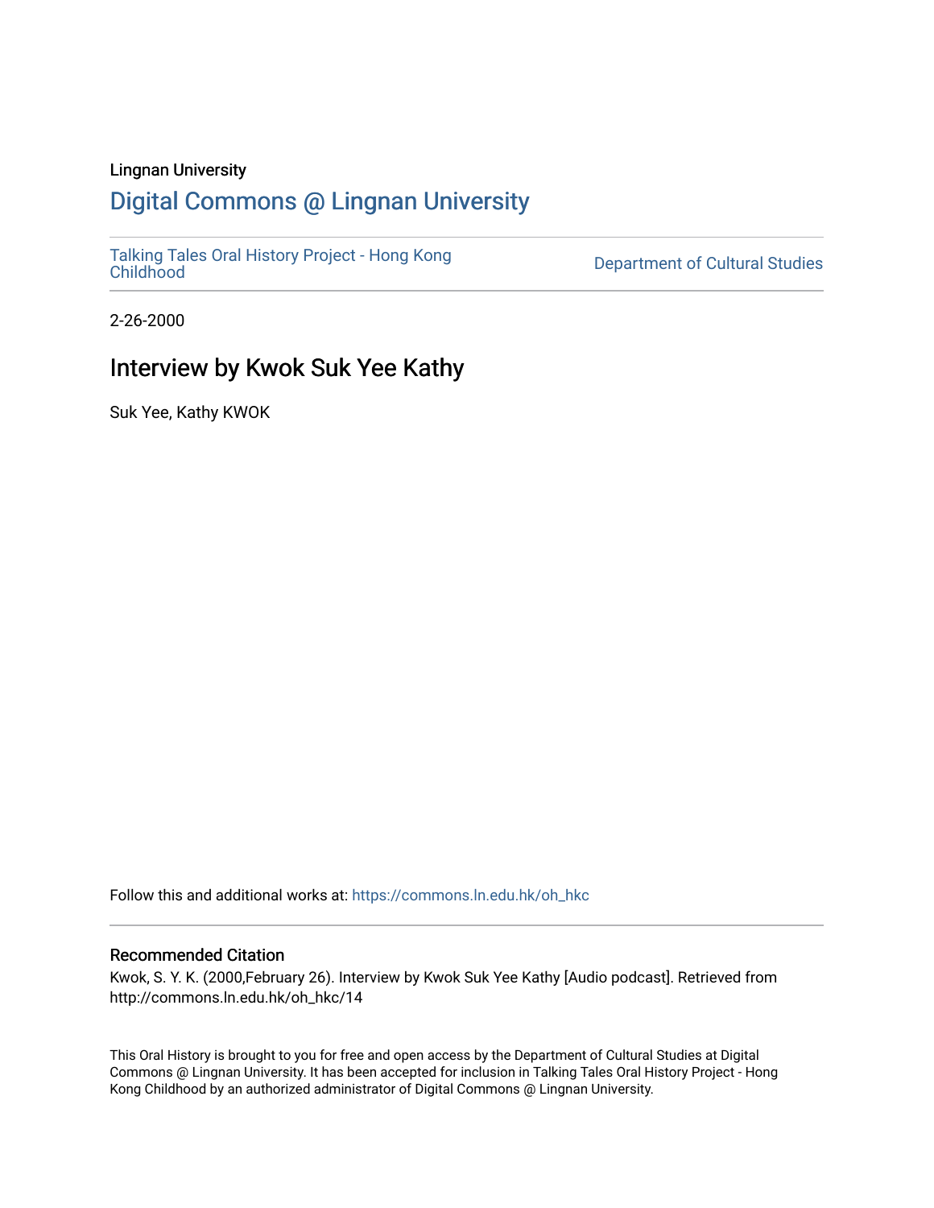Lingnan University

# Digital Commons @ Lingnan University

Talking Tales Oral History Project - Hong Kong Childhood

Department of Cultural Studies

2-26-2000

## Interview by Kwok Suk Yee Kathy

Suk Yee, Kathy KWOK

Follow this and additional works at: https://commons.ln.edu.hk/oh_hkc

### Recommended Citation

Kwok, S. Y. K. (2000,February 26). Interview by Kwok Suk Yee Kathy [Audio podcast]. Retrieved from http://commons.ln.edu.hk/oh_hkc/14

This Oral History is brought to you for free and open access by the Department of Cultural Studies at Digital Commons @ Lingnan University. It has been accepted for inclusion in Talking Tales Oral History Project - Hong Kong Childhood by an authorized administrator of Digital Commons @ Lingnan University.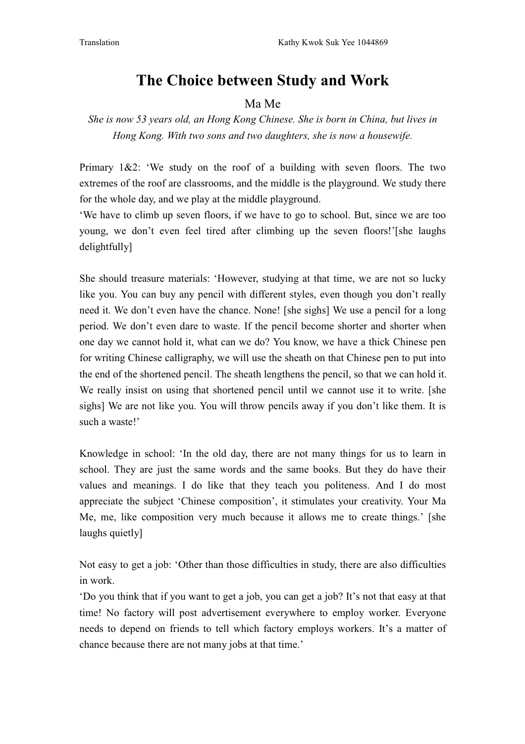# The Choice between Study and Work

Ma Me

*She is now 53 years old, an Hong Kong Chinese. She is born in China, but lives in Hong Kong. With two sons and two daughters, she is now a housewife.*

Primary 1&2: 'We study on the roof of a building with seven floors. The two extremes of the roof are classrooms, and the middle is the playground. We study there for the whole day, and we play at the middle playground.

'We have to climb up seven floors, if we have to go to school. But, since we are too young, we don't even feel tired after climbing up the seven floors!'[she laughs delightfully]

She should treasure materials: 'However, studying at that time, we are not so lucky like you. You can buy any pencil with different styles, even though you don't really need it. We don't even have the chance. None! [she sighs] We use a pencil for a long period. We don't even dare to waste. If the pencil become shorter and shorter when one day we cannot hold it, what can we do? You know, we have a thick Chinese pen for writing Chinese calligraphy, we will use the sheath on that Chinese pen to put into the end of the shortened pencil. The sheath lengthens the pencil, so that we can hold it. We really insist on using that shortened pencil until we cannot use it to write. [she sighs] We are not like you. You will throw pencils away if you don't like them. It is such a waste!'

Knowledge in school: 'In the old day, there are not many things for us to learn in school. They are just the same words and the same books. But they do have their values and meanings. I do like that they teach you politeness. And I do most appreciate the subject 'Chinese composition', it stimulates your creativity. Your Ma Me, me, like composition very much because it allows me to create things.' [she laughs quietly]

Not easy to get a job: 'Other than those difficulties in study, there are also difficulties in work.

'Do you think that if you want to get a job, you can get a job? It's not that easy at that time! No factory will post advertisement everywhere to employ worker. Everyone needs to depend on friends to tell which factory employs workers. It's a matter of chance because there are not many jobs at that time.'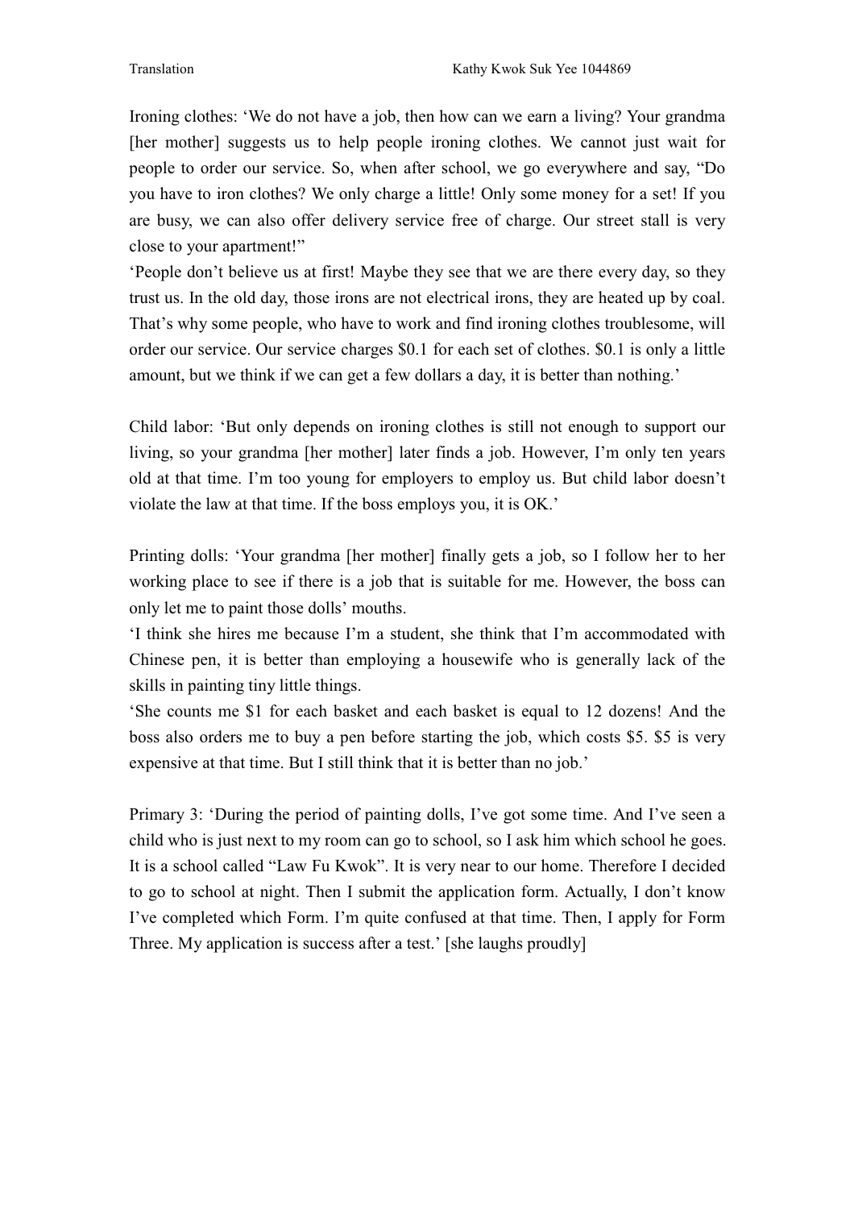Ironing clothes: 'We do not have a job, then how can we earn a living? Your grandma [her mother] suggests us to help people ironing clothes. We cannot just wait for people to order our service. So, when after school, we go everywhere and say, "Do you have to iron clothes? We only charge a little! Only some money for a set! If you are busy, we can also offer delivery service free of charge. Our street stall is very close to your apartment!"

'People don't believe us at first! Maybe they see that we are there every day, so they trust us. In the old day, those irons are not electrical irons, they are heated up by coal. That's why some people, who have to work and find ironing clothes troublesome, will order our service. Our service charges $0.1 for each set of clothes. $0.1 is only a little amount, but we think if we can get a few dollars a day, it is better than nothing.'

Child labor: 'But only depends on ironing clothes is still not enough to support our living, so your grandma [her mother] later finds a job. However, I'm only ten years old at that time. I'm too young for employers to employ us. But child labor doesn't violate the law at that time. If the boss employs you, it is OK.'

Printing dolls: 'Your grandma [her mother] finally gets a job, so I follow her to her working place to see if there is a job that is suitable for me. However, the boss can only let me to paint those dolls' mouths.

'I think she hires me because I'm a student, she think that I'm accommodated with Chinese pen, it is better than employing a housewife who is generally lack of the skills in painting tiny little things.

'She counts me $1 for each basket and each basket is equal to 12 dozens! And the boss also orders me to buy a pen before starting the job, which costs $5. $5 is very expensive at that time. But I still think that it is better than no job.'

Primary 3: 'During the period of painting dolls, I've got some time. And I've seen a child who is just next to my room can go to school, so I ask him which school he goes. It is a school called "Law Fu Kwok". It is very near to our home. Therefore I decided to go to school at night. Then I submit the application form. Actually, I don't know I've completed which Form. I'm quite confused at that time. Then, I apply for Form Three. My application is success after a test.' [she laughs proudly]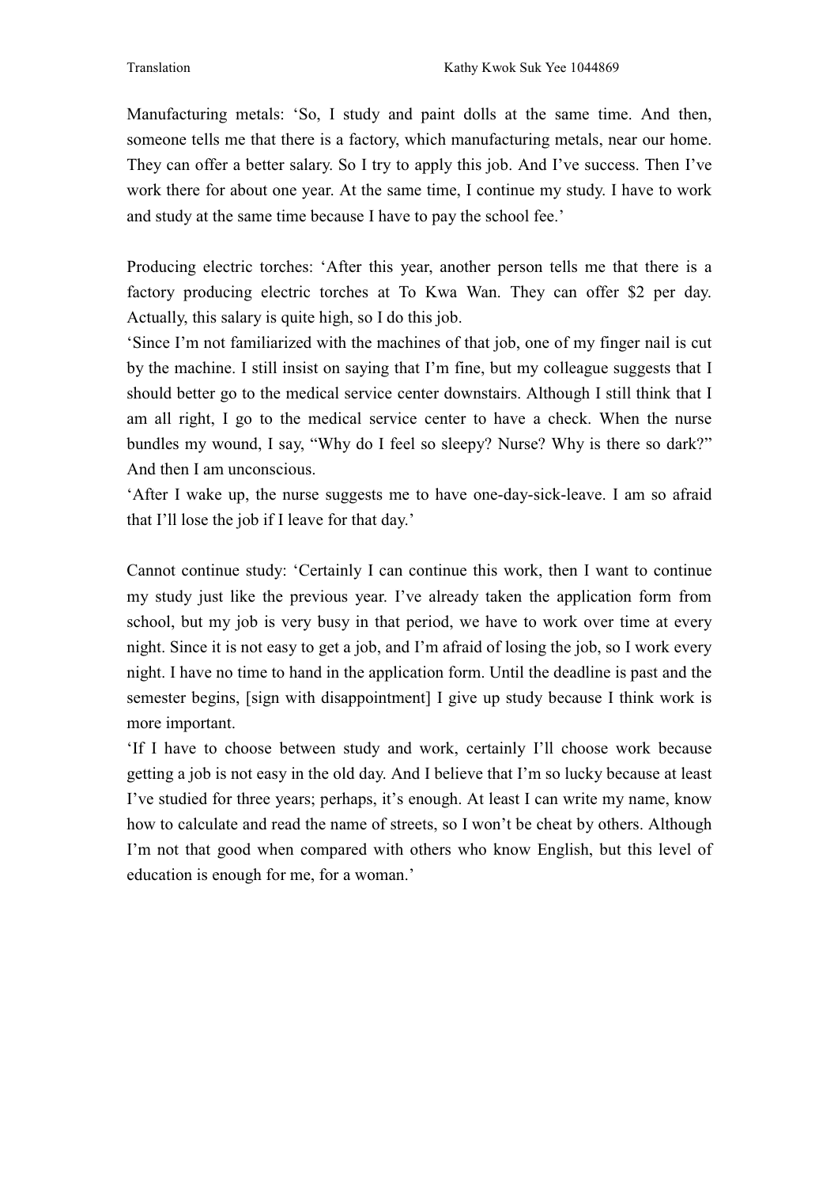Manufacturing metals: 'So, I study and paint dolls at the same time. And then, someone tells me that there is a factory, which manufacturing metals, near our home. They can offer a better salary. So I try to apply this job. And I've success. Then I've work there for about one year. At the same time, I continue my study. I have to work and study at the same time because I have to pay the school fee.'

Producing electric torches: 'After this year, another person tells me that there is a factory producing electric torches at To Kwa Wan. They can offer $2 per day. Actually, this salary is quite high, so I do this job.

'Since I'm not familiarized with the machines of that job, one of my finger nail is cut by the machine. I still insist on saying that I'm fine, but my colleague suggests that I should better go to the medical service center downstairs. Although I still think that I am all right, I go to the medical service center to have a check. When the nurse bundles my wound, I say, "Why do I feel so sleepy? Nurse? Why is there so dark?" And then I am unconscious.

'After I wake up, the nurse suggests me to have one-day-sick-leave. I am so afraid that I'll lose the job if I leave for that day.'

Cannot continue study: 'Certainly I can continue this work, then I want to continue my study just like the previous year. I've already taken the application form from school, but my job is very busy in that period, we have to work over time at every night. Since it is not easy to get a job, and I'm afraid of losing the job, so I work every night. I have no time to hand in the application form. Until the deadline is past and the semester begins, [sign with disappointment] I give up study because I think work is more important.

'If I have to choose between study and work, certainly I'll choose work because getting a job is not easy in the old day. And I believe that I'm so lucky because at least I've studied for three years; perhaps, it's enough. At least I can write my name, know how to calculate and read the name of streets, so I won't be cheat by others. Although I'm not that good when compared with others who know English, but this level of education is enough for me, for a woman.'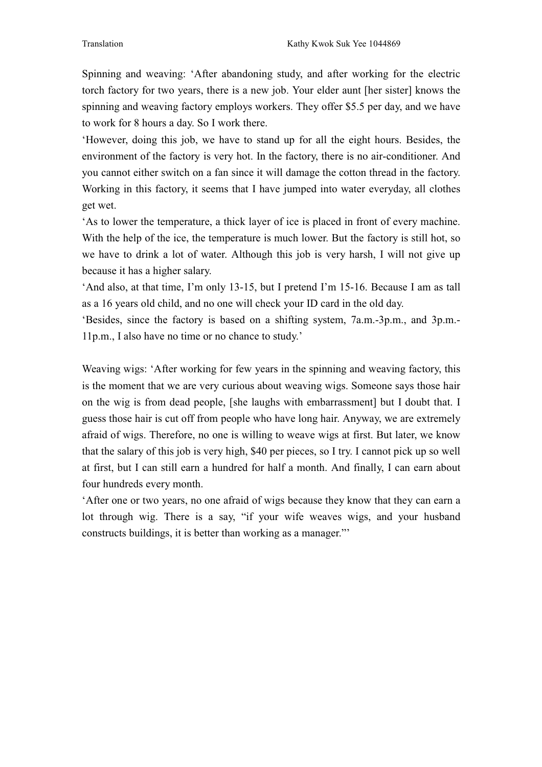Spinning and weaving: 'After abandoning study, and after working for the electric torch factory for two years, there is a new job. Your elder aunt [her sister] knows the spinning and weaving factory employs workers. They offer $5.5 per day, and we have to work for 8 hours a day. So I work there.

'However, doing this job, we have to stand up for all the eight hours. Besides, the environment of the factory is very hot. In the factory, there is no air-conditioner. And you cannot either switch on a fan since it will damage the cotton thread in the factory. Working in this factory, it seems that I have jumped into water everyday, all clothes get wet.

'As to lower the temperature, a thick layer of ice is placed in front of every machine. With the help of the ice, the temperature is much lower. But the factory is still hot, so we have to drink a lot of water. Although this job is very harsh, I will not give up because it has a higher salary.

'And also, at that time, I'm only 13-15, but I pretend I'm 15-16. Because I am as tall as a 16 years old child, and no one will check your ID card in the old day.

'Besides, since the factory is based on a shifting system, 7a.m.-3p.m., and 3p.m.-11p.m., I also have no time or no chance to study.'

Weaving wigs: 'After working for few years in the spinning and weaving factory, this is the moment that we are very curious about weaving wigs. Someone says those hair on the wig is from dead people, [she laughs with embarrassment] but I doubt that. I guess those hair is cut off from people who have long hair. Anyway, we are extremely afraid of wigs. Therefore, no one is willing to weave wigs at first. But later, we know that the salary of this job is very high, $40 per pieces, so I try. I cannot pick up so well at first, but I can still earn a hundred for half a month. And finally, I can earn about four hundreds every month.

'After one or two years, no one afraid of wigs because they know that they can earn a lot through wig. There is a say, "if your wife weaves wigs, and your husband constructs buildings, it is better than working as a manager."'